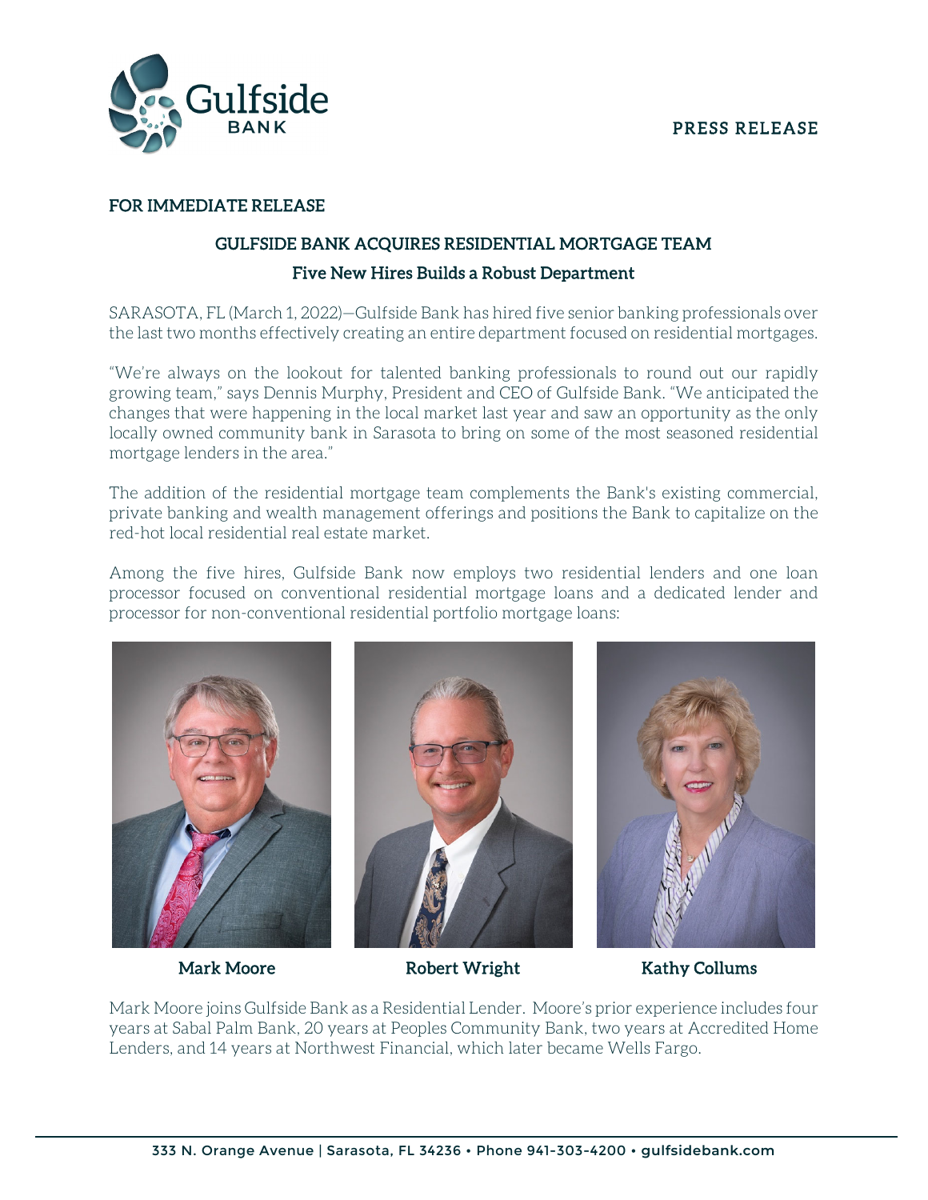Gulfside BANK

PRESS RELEASE

**FOR IMMEDIATE RELEASE**

# GULFSIDE BANK ACQUIRES RESIDENTIAL MORTGAGE TEAM

## Five New Hires Builds a Robust Department

SARASOTA, FL (March 1, 2022)—Gulfside Bank has hired five senior banking professionals over the last two months effectively creating an entire department focused on residential mortgages.

"We're always on the lookout for talented banking professionals to round out our rapidly growing team," says Dennis Murphy, President and CEO of Gulfside Bank. "We anticipated the changes that were happening in the local market last year and saw an opportunity as the only locally owned community bank in Sarasota to bring on some of the most seasoned residential mortgage lenders in the area."

The addition of the residential mortgage team complements the Bank's existing commercial, private banking and wealth management offerings and positions the Bank to capitalize on the red-hot local residential real estate market.

Among the five hires, Gulfside Bank now employs two residential lenders and one loan processor focused on conventional residential mortgage loans and a dedicated lender and processor for non-conventional residential portfolio mortgage loans:

**Mark Moore** **Robert Wright** **Kathy Collums**

Mark Moore joins Gulfside Bank as a Residential Lender. Moore's prior experience includes four years at Sabal Palm Bank, 20 years at Peoples Community Bank, two years at Accredited Home Lenders, and 14 years at Northwest Financial, which later became Wells Fargo.

333 N. Orange Avenue | Sarasota, FL 34236 • Phone 941-303-4200 • gulfsidebank.com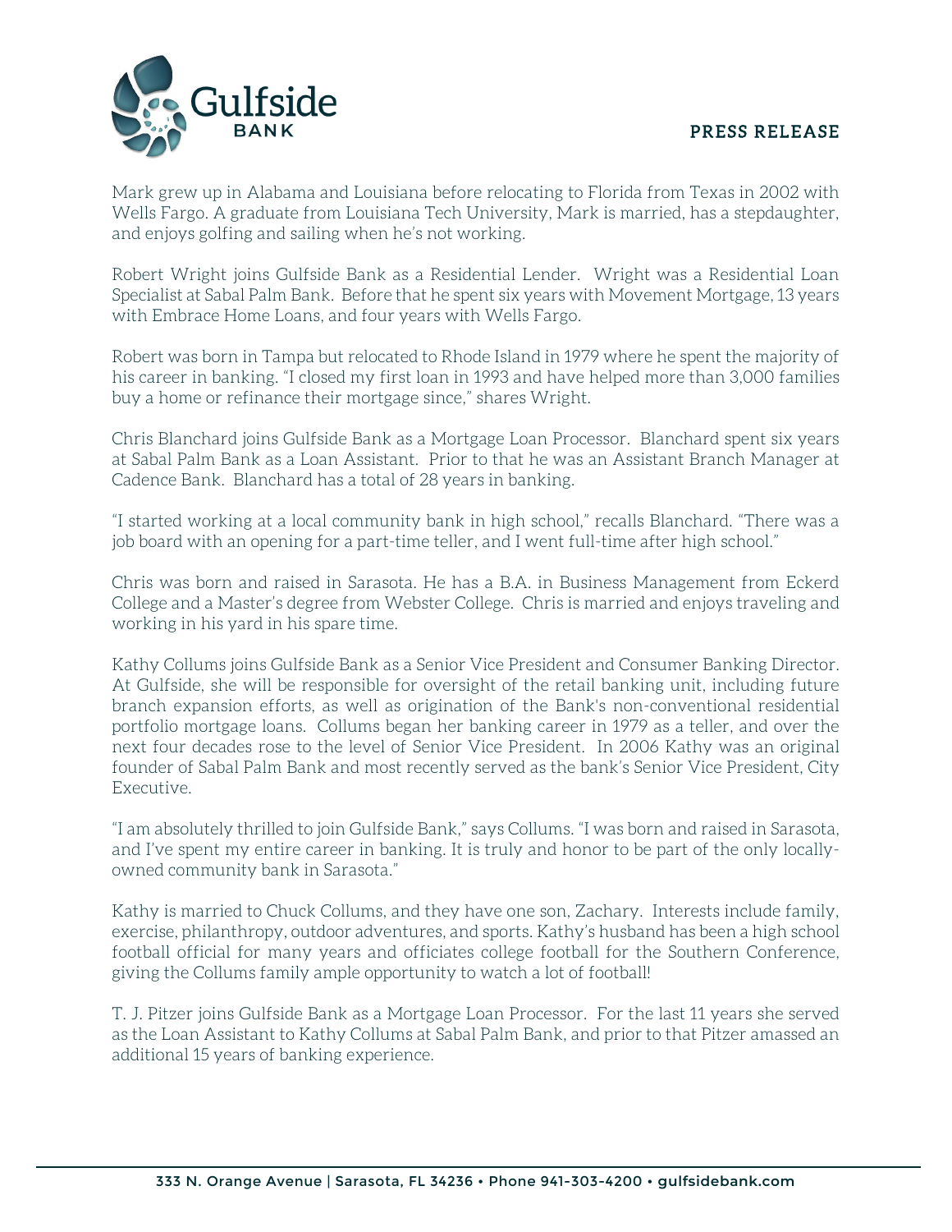Mark grew up in Alabama and Louisiana before relocating to Florida from Texas in 2002 with Wells Fargo. A graduate from Louisiana Tech University, Mark is married, has a stepdaughter, and enjoys golfing and sailing when he's not working.

Robert Wright joins Gulfside Bank as a Residential Lender. Wright was a Residential Loan Specialist at Sabal Palm Bank. Before that he spent six years with Movement Mortgage, 13 years with Embrace Home Loans, and four years with Wells Fargo.

Robert was born in Tampa but relocated to Rhode Island in 1979 where he spent the majority of his career in banking. "I closed my first loan in 1993 and have helped more than 3,000 families buy a home or refinance their mortgage since," shares Wright.

Chris Blanchard joins Gulfside Bank as a Mortgage Loan Processor. Blanchard spent six years at Sabal Palm Bank as a Loan Assistant. Prior to that he was an Assistant Branch Manager at Cadence Bank. Blanchard has a total of 28 years in banking.

"I started working at a local community bank in high school," recalls Blanchard. "There was a job board with an opening for a part-time teller, and I went full-time after high school."

Chris was born and raised in Sarasota. He has a B.A. in Business Management from Eckerd College and a Master's degree from Webster College. Chris is married and enjoys traveling and working in his yard in his spare time.

Kathy Collums joins Gulfside Bank as a Senior Vice President and Consumer Banking Director. At Gulfside, she will be responsible for oversight of the retail banking unit, including future branch expansion efforts, as well as origination of the Bank's non-conventional residential portfolio mortgage loans. Collums began her banking career in 1979 as a teller, and over the next four decades rose to the level of Senior Vice President. In 2006 Kathy was an original founder of Sabal Palm Bank and most recently served as the bank's Senior Vice President, City Executive.

"I am absolutely thrilled to join Gulfside Bank," says Collums. "I was born and raised in Sarasota, and I've spent my entire career in banking. It is truly and honor to be part of the only locally-owned community bank in Sarasota."

Kathy is married to Chuck Collums, and they have one son, Zachary. Interests include family, exercise, philanthropy, outdoor adventures, and sports. Kathy's husband has been a high school football official for many years and officiates college football for the Southern Conference, giving the Collums family ample opportunity to watch a lot of football!

T. J. Pitzer joins Gulfside Bank as a Mortgage Loan Processor. For the last 11 years she served as the Loan Assistant to Kathy Collums at Sabal Palm Bank, and prior to that Pitzer amassed an additional 15 years of banking experience.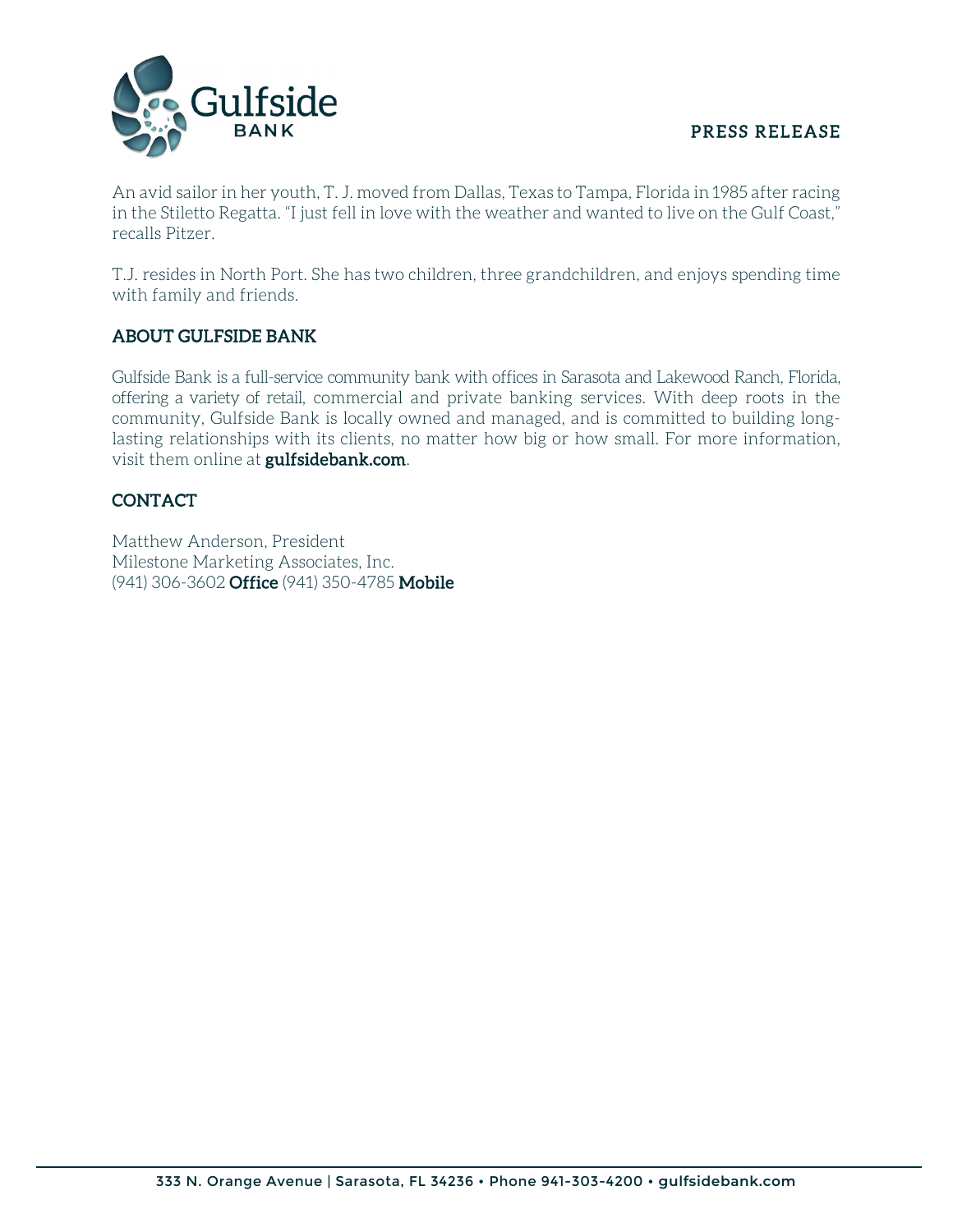An avid sailor in her youth, T. J. moved from Dallas, Texas to Tampa, Florida in 1985 after racing in the Stiletto Regatta. "I just fell in love with the weather and wanted to live on the Gulf Coast," recalls Pitzer.

T.J. resides in North Port. She has two children, three grandchildren, and enjoys spending time with family and friends.

## ABOUT GULFSIDE BANK

Gulfside Bank is a full-service community bank with offices in Sarasota and Lakewood Ranch, Florida, offering a variety of retail, commercial and private banking services. With deep roots in the community, Gulfside Bank is locally owned and managed, and is committed to building long-lasting relationships with its clients, no matter how big or how small. For more information, visit them online at **gulfsidebank.com**.

## CONTACT

Matthew Anderson, President
Milestone Marketing Associates, Inc.
(941) 306-3602 **Office** (941) 350-4785 **Mobile**